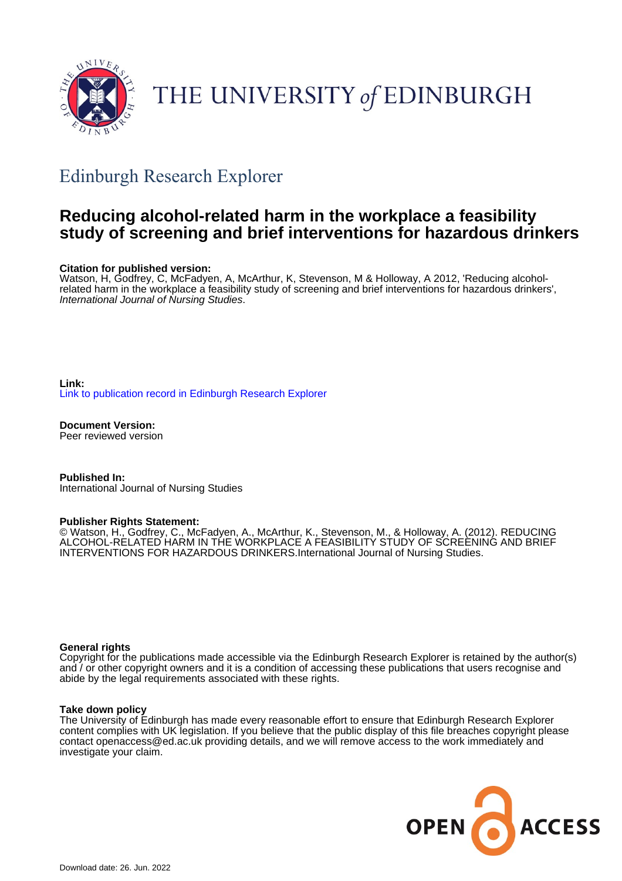THE UNIVERSITY *of* EDINBURGH

## Edinburgh Research Explorer

# Reducing alcohol-related harm in the workplace a feasibility study of screening and brief interventions for hazardous drinkers

**Citation for published version:**
Watson, H, Godfrey, C, McFadyen, A, McArthur, K, Stevenson, M & Holloway, A 2012, 'Reducing alcohol-related harm in the workplace a feasibility study of screening and brief interventions for hazardous drinkers', *International Journal of Nursing Studies*.

**Link:**
Link to publication record in Edinburgh Research Explorer

**Document Version:**
Peer reviewed version

**Published In:**
International Journal of Nursing Studies

**Publisher Rights Statement:**
© Watson, H., Godfrey, C., McFadyen, A., McArthur, K., Stevenson, M., & Holloway, A. (2012). REDUCING ALCOHOL-RELATED HARM IN THE WORKPLACE A FEASIBILITY STUDY OF SCREENING AND BRIEF INTERVENTIONS FOR HAZARDOUS DRINKERS.International Journal of Nursing Studies.

**General rights**
Copyright for the publications made accessible via the Edinburgh Research Explorer is retained by the author(s) and / or other copyright owners and it is a condition of accessing these publications that users recognise and abide by the legal requirements associated with these rights.

**Take down policy**
The University of Edinburgh has made every reasonable effort to ensure that Edinburgh Research Explorer content complies with UK legislation. If you believe that the public display of this file breaches copyright please contact openaccess@ed.ac.uk providing details, and we will remove access to the work immediately and investigate your claim.

OPEN ACCESS

Download date: 26. Jun. 2022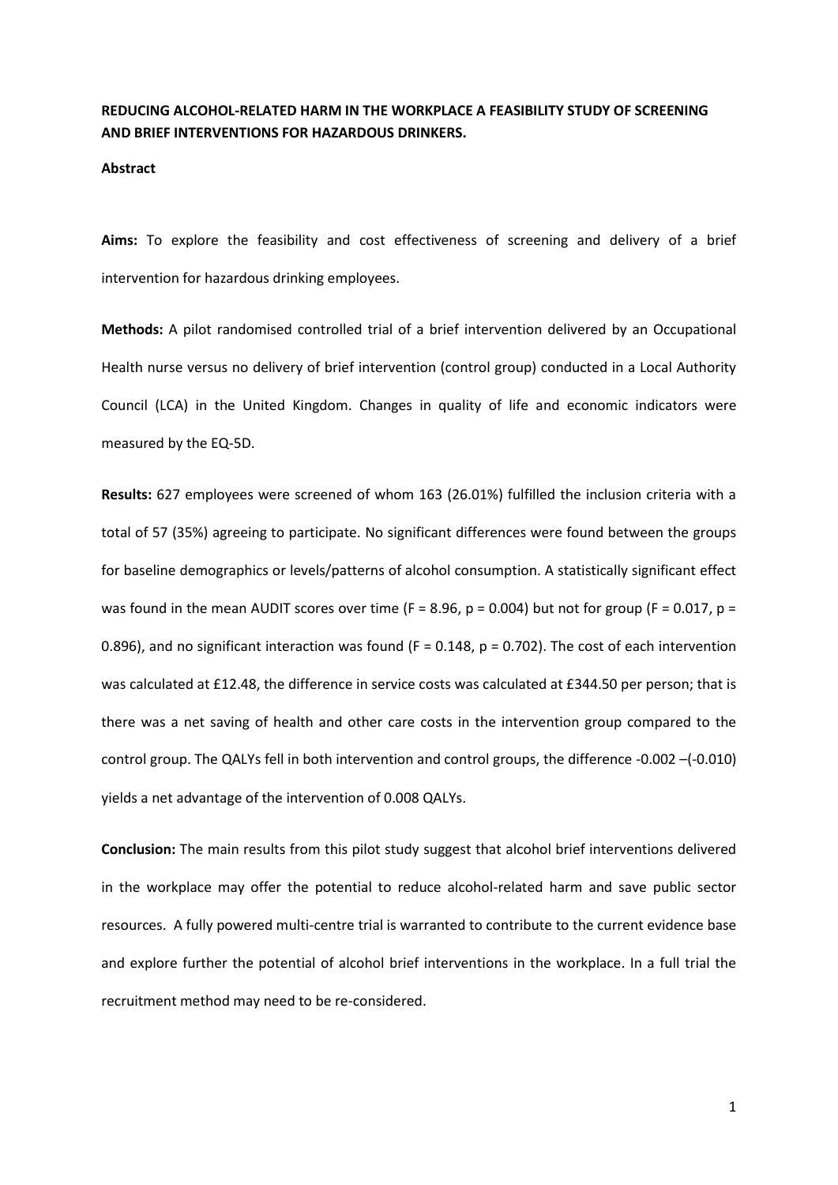**REDUCING ALCOHOL-RELATED HARM IN THE WORKPLACE A FEASIBILITY STUDY OF SCREENING AND BRIEF INTERVENTIONS FOR HAZARDOUS DRINKERS.**

**Abstract**

**Aims:** To explore the feasibility and cost effectiveness of screening and delivery of a brief intervention for hazardous drinking employees.

**Methods:** A pilot randomised controlled trial of a brief intervention delivered by an Occupational Health nurse versus no delivery of brief intervention (control group) conducted in a Local Authority Council (LCA) in the United Kingdom. Changes in quality of life and economic indicators were measured by the EQ-5D.

**Results:** 627 employees were screened of whom 163 (26.01%) fulfilled the inclusion criteria with a total of 57 (35%) agreeing to participate. No significant differences were found between the groups for baseline demographics or levels/patterns of alcohol consumption. A statistically significant effect was found in the mean AUDIT scores over time ($F = 8.96$, $p = 0.004$) but not for group ($F = 0.017$, $p = 0.896$), and no significant interaction was found ($F = 0.148$, $p = 0.702$). The cost of each intervention was calculated at £12.48, the difference in service costs was calculated at £344.50 per person; that is there was a net saving of health and other care costs in the intervention group compared to the control group. The QALYs fell in both intervention and control groups, the difference -0.002 –(-0.010) yields a net advantage of the intervention of 0.008 QALYs.

**Conclusion:** The main results from this pilot study suggest that alcohol brief interventions delivered in the workplace may offer the potential to reduce alcohol-related harm and save public sector resources. A fully powered multi-centre trial is warranted to contribute to the current evidence base and explore further the potential of alcohol brief interventions in the workplace. In a full trial the recruitment method may need to be re-considered.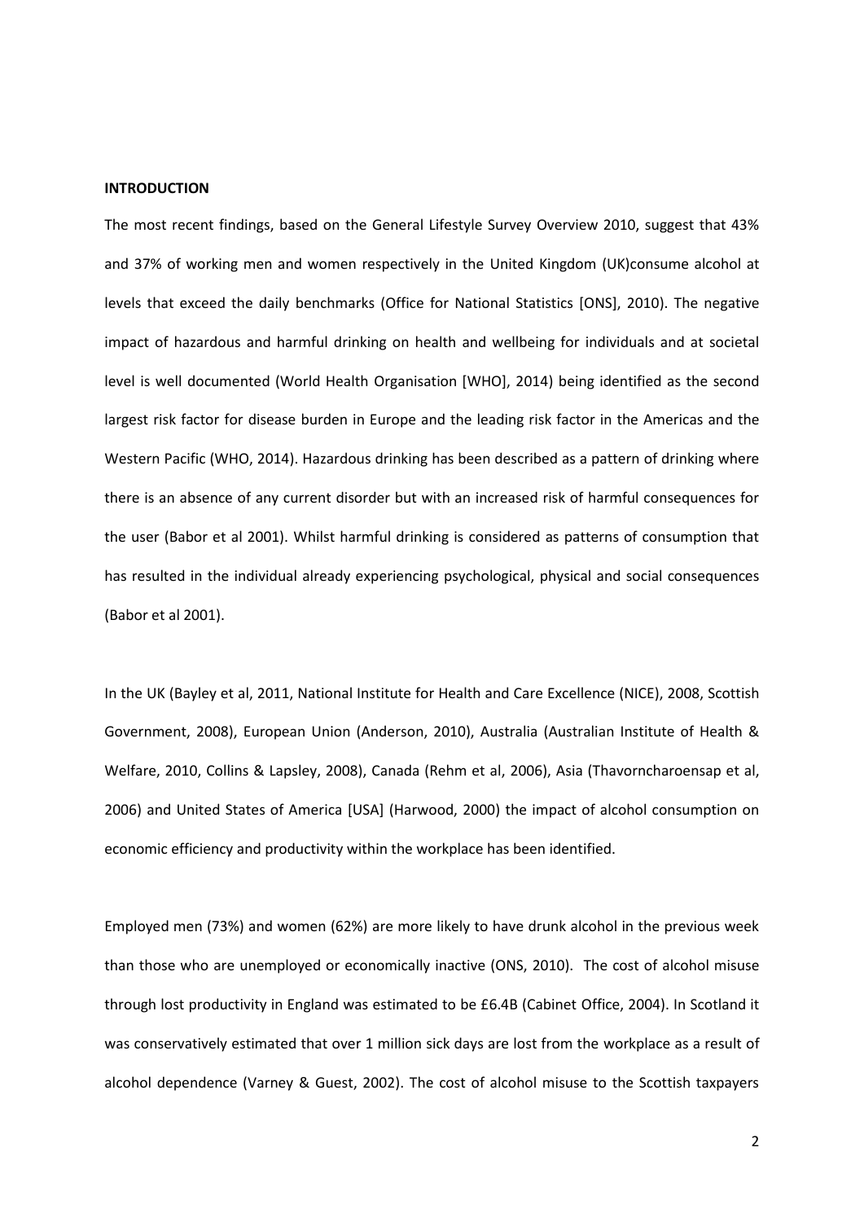**INTRODUCTION**

The most recent findings, based on the General Lifestyle Survey Overview 2010, suggest that 43% and 37% of working men and women respectively in the United Kingdom (UK)consume alcohol at levels that exceed the daily benchmarks (Office for National Statistics [ONS], 2010). The negative impact of hazardous and harmful drinking on health and wellbeing for individuals and at societal level is well documented (World Health Organisation [WHO], 2014) being identified as the second largest risk factor for disease burden in Europe and the leading risk factor in the Americas and the Western Pacific (WHO, 2014). Hazardous drinking has been described as a pattern of drinking where there is an absence of any current disorder but with an increased risk of harmful consequences for the user (Babor et al 2001). Whilst harmful drinking is considered as patterns of consumption that has resulted in the individual already experiencing psychological, physical and social consequences (Babor et al 2001).

In the UK (Bayley et al, 2011, National Institute for Health and Care Excellence (NICE), 2008, Scottish Government, 2008), European Union (Anderson, 2010), Australia (Australian Institute of Health & Welfare, 2010, Collins & Lapsley, 2008), Canada (Rehm et al, 2006), Asia (Thavorncharoensap et al, 2006) and United States of America [USA] (Harwood, 2000) the impact of alcohol consumption on economic efficiency and productivity within the workplace has been identified.

Employed men (73%) and women (62%) are more likely to have drunk alcohol in the previous week than those who are unemployed or economically inactive (ONS, 2010). The cost of alcohol misuse through lost productivity in England was estimated to be £6.4B (Cabinet Office, 2004). In Scotland it was conservatively estimated that over 1 million sick days are lost from the workplace as a result of alcohol dependence (Varney & Guest, 2002). The cost of alcohol misuse to the Scottish taxpayers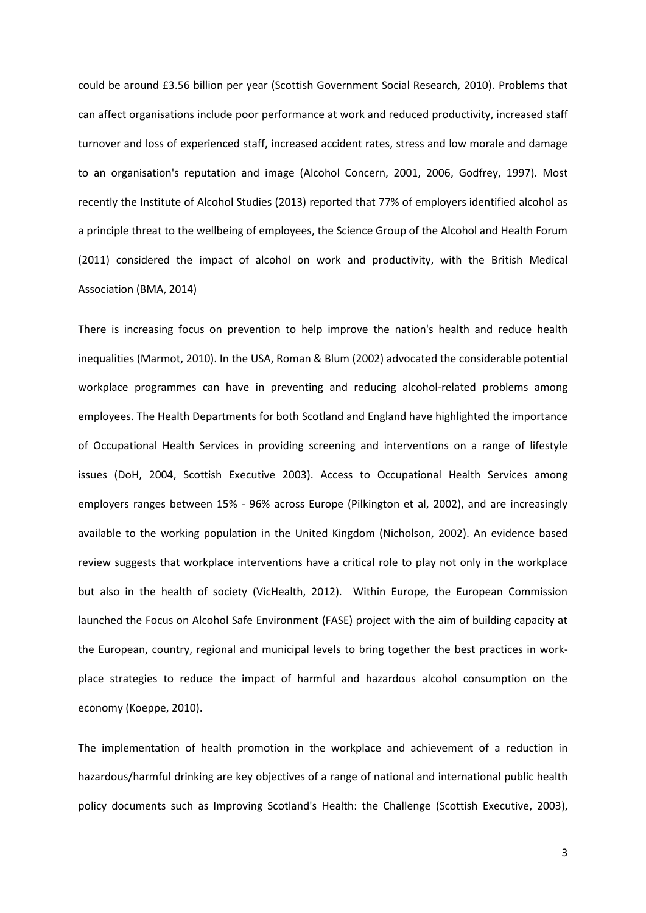could be around £3.56 billion per year (Scottish Government Social Research, 2010). Problems that can affect organisations include poor performance at work and reduced productivity, increased staff turnover and loss of experienced staff, increased accident rates, stress and low morale and damage to an organisation's reputation and image (Alcohol Concern, 2001, 2006, Godfrey, 1997). Most recently the Institute of Alcohol Studies (2013) reported that 77% of employers identified alcohol as a principle threat to the wellbeing of employees, the Science Group of the Alcohol and Health Forum (2011) considered the impact of alcohol on work and productivity, with the British Medical Association (BMA, 2014)

There is increasing focus on prevention to help improve the nation's health and reduce health inequalities (Marmot, 2010). In the USA, Roman & Blum (2002) advocated the considerable potential workplace programmes can have in preventing and reducing alcohol-related problems among employees. The Health Departments for both Scotland and England have highlighted the importance of Occupational Health Services in providing screening and interventions on a range of lifestyle issues (DoH, 2004, Scottish Executive 2003). Access to Occupational Health Services among employers ranges between 15% - 96% across Europe (Pilkington et al, 2002), and are increasingly available to the working population in the United Kingdom (Nicholson, 2002). An evidence based review suggests that workplace interventions have a critical role to play not only in the workplace but also in the health of society (VicHealth, 2012). Within Europe, the European Commission launched the Focus on Alcohol Safe Environment (FASE) project with the aim of building capacity at the European, country, regional and municipal levels to bring together the best practices in work-place strategies to reduce the impact of harmful and hazardous alcohol consumption on the economy (Koeppe, 2010).

The implementation of health promotion in the workplace and achievement of a reduction in hazardous/harmful drinking are key objectives of a range of national and international public health policy documents such as Improving Scotland's Health: the Challenge (Scottish Executive, 2003),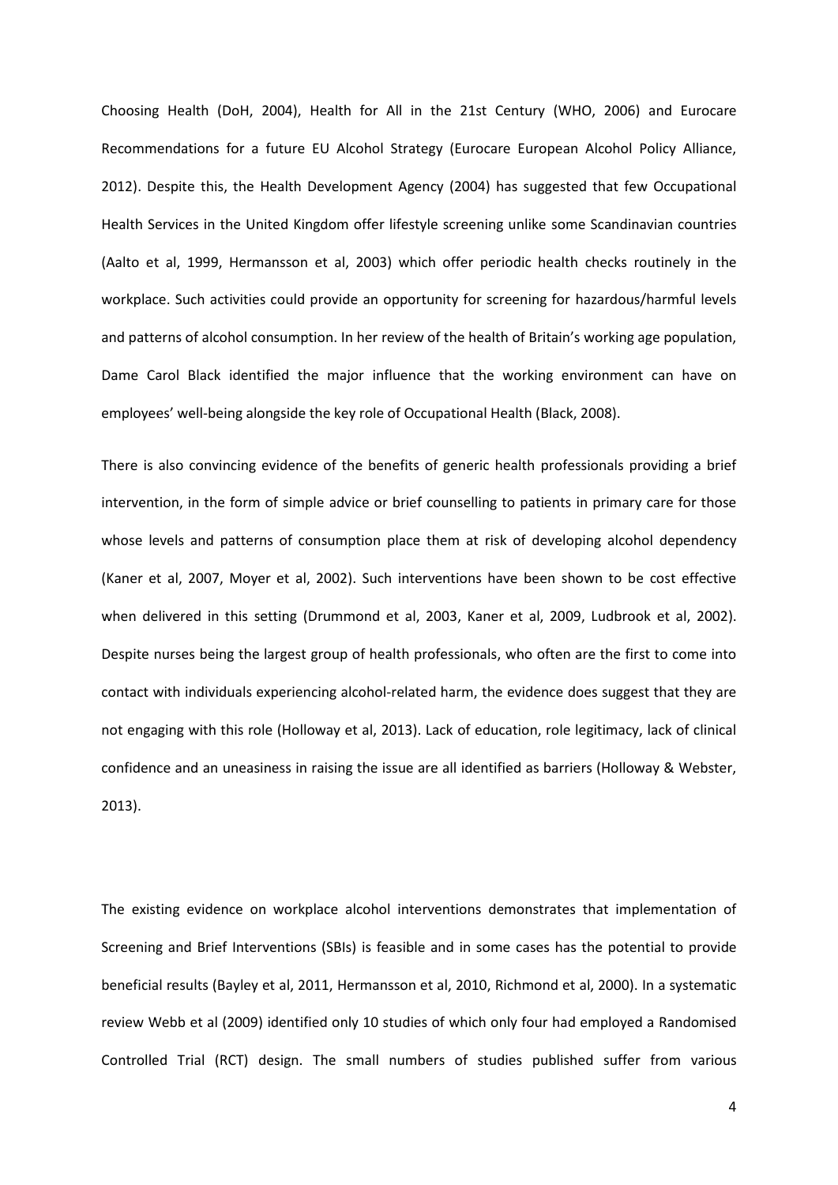Choosing Health (DoH, 2004), Health for All in the 21st Century (WHO, 2006) and Eurocare Recommendations for a future EU Alcohol Strategy (Eurocare European Alcohol Policy Alliance, 2012). Despite this, the Health Development Agency (2004) has suggested that few Occupational Health Services in the United Kingdom offer lifestyle screening unlike some Scandinavian countries (Aalto et al, 1999, Hermansson et al, 2003) which offer periodic health checks routinely in the workplace. Such activities could provide an opportunity for screening for hazardous/harmful levels and patterns of alcohol consumption. In her review of the health of Britain's working age population, Dame Carol Black identified the major influence that the working environment can have on employees' well-being alongside the key role of Occupational Health (Black, 2008).

There is also convincing evidence of the benefits of generic health professionals providing a brief intervention, in the form of simple advice or brief counselling to patients in primary care for those whose levels and patterns of consumption place them at risk of developing alcohol dependency (Kaner et al, 2007, Moyer et al, 2002). Such interventions have been shown to be cost effective when delivered in this setting (Drummond et al, 2003, Kaner et al, 2009, Ludbrook et al, 2002). Despite nurses being the largest group of health professionals, who often are the first to come into contact with individuals experiencing alcohol-related harm, the evidence does suggest that they are not engaging with this role (Holloway et al, 2013). Lack of education, role legitimacy, lack of clinical confidence and an uneasiness in raising the issue are all identified as barriers (Holloway & Webster, 2013).

The existing evidence on workplace alcohol interventions demonstrates that implementation of Screening and Brief Interventions (SBIs) is feasible and in some cases has the potential to provide beneficial results (Bayley et al, 2011, Hermansson et al, 2010, Richmond et al, 2000). In a systematic review Webb et al (2009) identified only 10 studies of which only four had employed a Randomised Controlled Trial (RCT) design. The small numbers of studies published suffer from various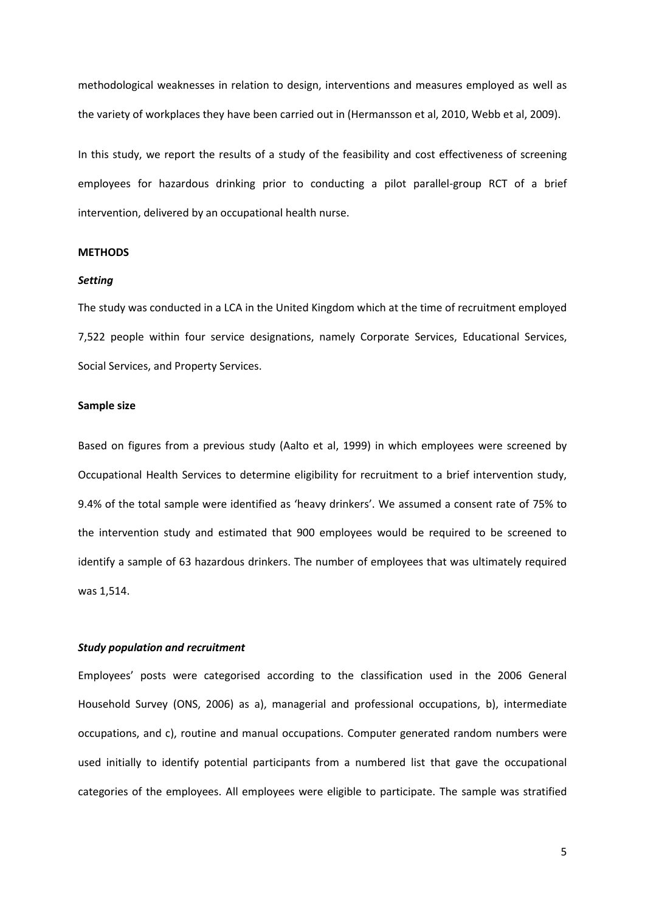methodological weaknesses in relation to design, interventions and measures employed as well as the variety of workplaces they have been carried out in (Hermansson et al, 2010, Webb et al, 2009).

In this study, we report the results of a study of the feasibility and cost effectiveness of screening employees for hazardous drinking prior to conducting a pilot parallel-group RCT of a brief intervention, delivered by an occupational health nurse.

## METHODS

### *Setting*

The study was conducted in a LCA in the United Kingdom which at the time of recruitment employed 7,522 people within four service designations, namely Corporate Services, Educational Services, Social Services, and Property Services.

### Sample size

Based on figures from a previous study (Aalto et al, 1999) in which employees were screened by Occupational Health Services to determine eligibility for recruitment to a brief intervention study, 9.4% of the total sample were identified as 'heavy drinkers'. We assumed a consent rate of 75% to the intervention study and estimated that 900 employees would be required to be screened to identify a sample of 63 hazardous drinkers. The number of employees that was ultimately required was 1,514.

### *Study population and recruitment*

Employees' posts were categorised according to the classification used in the 2006 General Household Survey (ONS, 2006) as a), managerial and professional occupations, b), intermediate occupations, and c), routine and manual occupations. Computer generated random numbers were used initially to identify potential participants from a numbered list that gave the occupational categories of the employees. All employees were eligible to participate. The sample was stratified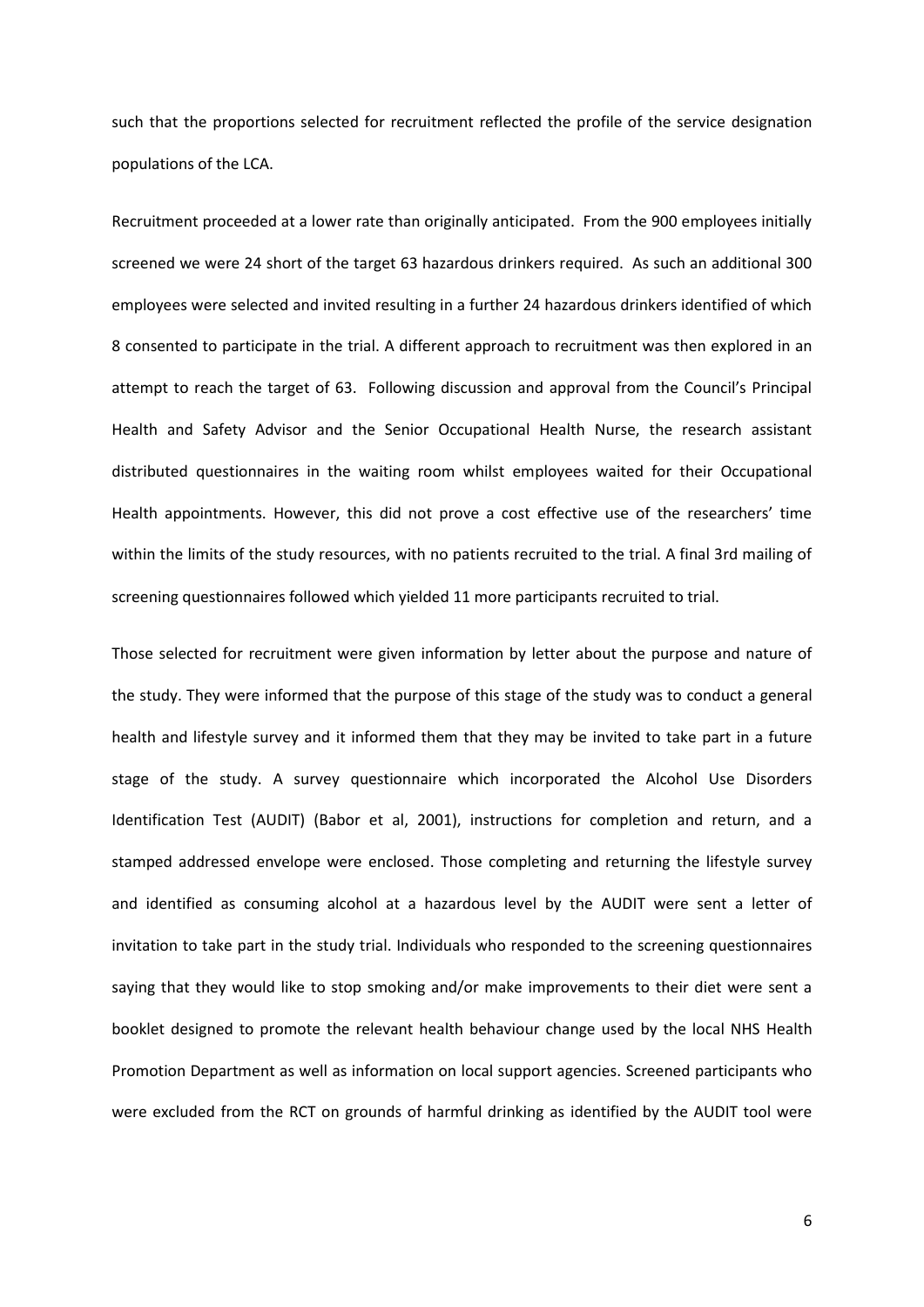such that the proportions selected for recruitment reflected the profile of the service designation populations of the LCA.

Recruitment proceeded at a lower rate than originally anticipated. From the 900 employees initially screened we were 24 short of the target 63 hazardous drinkers required. As such an additional 300 employees were selected and invited resulting in a further 24 hazardous drinkers identified of which 8 consented to participate in the trial. A different approach to recruitment was then explored in an attempt to reach the target of 63. Following discussion and approval from the Council's Principal Health and Safety Advisor and the Senior Occupational Health Nurse, the research assistant distributed questionnaires in the waiting room whilst employees waited for their Occupational Health appointments. However, this did not prove a cost effective use of the researchers' time within the limits of the study resources, with no patients recruited to the trial. A final 3rd mailing of screening questionnaires followed which yielded 11 more participants recruited to trial.

Those selected for recruitment were given information by letter about the purpose and nature of the study. They were informed that the purpose of this stage of the study was to conduct a general health and lifestyle survey and it informed them that they may be invited to take part in a future stage of the study. A survey questionnaire which incorporated the Alcohol Use Disorders Identification Test (AUDIT) (Babor et al, 2001), instructions for completion and return, and a stamped addressed envelope were enclosed. Those completing and returning the lifestyle survey and identified as consuming alcohol at a hazardous level by the AUDIT were sent a letter of invitation to take part in the study trial. Individuals who responded to the screening questionnaires saying that they would like to stop smoking and/or make improvements to their diet were sent a booklet designed to promote the relevant health behaviour change used by the local NHS Health Promotion Department as well as information on local support agencies. Screened participants who were excluded from the RCT on grounds of harmful drinking as identified by the AUDIT tool were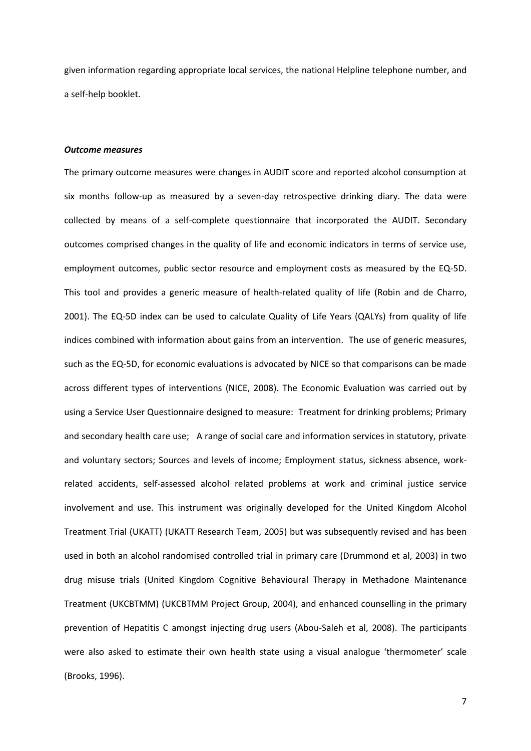given information regarding appropriate local services, the national Helpline telephone number, and a self-help booklet.

***Outcome measures***

The primary outcome measures were changes in AUDIT score and reported alcohol consumption at six months follow-up as measured by a seven-day retrospective drinking diary. The data were collected by means of a self-complete questionnaire that incorporated the AUDIT. Secondary outcomes comprised changes in the quality of life and economic indicators in terms of service use, employment outcomes, public sector resource and employment costs as measured by the EQ-5D. This tool and provides a generic measure of health-related quality of life (Robin and de Charro, 2001). The EQ-5D index can be used to calculate Quality of Life Years (QALYs) from quality of life indices combined with information about gains from an intervention. The use of generic measures, such as the EQ-5D, for economic evaluations is advocated by NICE so that comparisons can be made across different types of interventions (NICE, 2008). The Economic Evaluation was carried out by using a Service User Questionnaire designed to measure: Treatment for drinking problems; Primary and secondary health care use; A range of social care and information services in statutory, private and voluntary sectors; Sources and levels of income; Employment status, sickness absence, work-related accidents, self-assessed alcohol related problems at work and criminal justice service involvement and use. This instrument was originally developed for the United Kingdom Alcohol Treatment Trial (UKATT) (UKATT Research Team, 2005) but was subsequently revised and has been used in both an alcohol randomised controlled trial in primary care (Drummond et al, 2003) in two drug misuse trials (United Kingdom Cognitive Behavioural Therapy in Methadone Maintenance Treatment (UKCBTMM) (UKCBTMM Project Group, 2004), and enhanced counselling in the primary prevention of Hepatitis C amongst injecting drug users (Abou-Saleh et al, 2008). The participants were also asked to estimate their own health state using a visual analogue 'thermometer' scale (Brooks, 1996).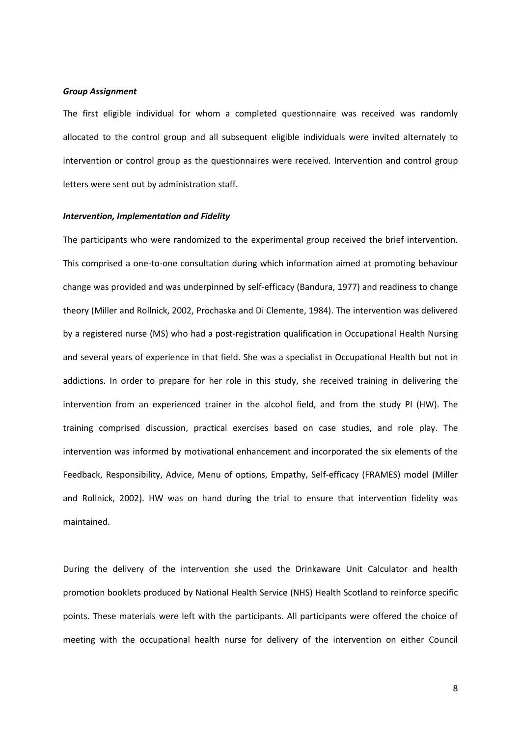***Group Assignment***

The first eligible individual for whom a completed questionnaire was received was randomly allocated to the control group and all subsequent eligible individuals were invited alternately to intervention or control group as the questionnaires were received. Intervention and control group letters were sent out by administration staff.

***Intervention, Implementation and Fidelity***

The participants who were randomized to the experimental group received the brief intervention. This comprised a one-to-one consultation during which information aimed at promoting behaviour change was provided and was underpinned by self-efficacy (Bandura, 1977) and readiness to change theory (Miller and Rollnick, 2002, Prochaska and Di Clemente, 1984). The intervention was delivered by a registered nurse (MS) who had a post-registration qualification in Occupational Health Nursing and several years of experience in that field. She was a specialist in Occupational Health but not in addictions. In order to prepare for her role in this study, she received training in delivering the intervention from an experienced trainer in the alcohol field, and from the study PI (HW). The training comprised discussion, practical exercises based on case studies, and role play. The intervention was informed by motivational enhancement and incorporated the six elements of the Feedback, Responsibility, Advice, Menu of options, Empathy, Self-efficacy (FRAMES) model (Miller and Rollnick, 2002). HW was on hand during the trial to ensure that intervention fidelity was maintained.

During the delivery of the intervention she used the Drinkaware Unit Calculator and health promotion booklets produced by National Health Service (NHS) Health Scotland to reinforce specific points. These materials were left with the participants. All participants were offered the choice of meeting with the occupational health nurse for delivery of the intervention on either Council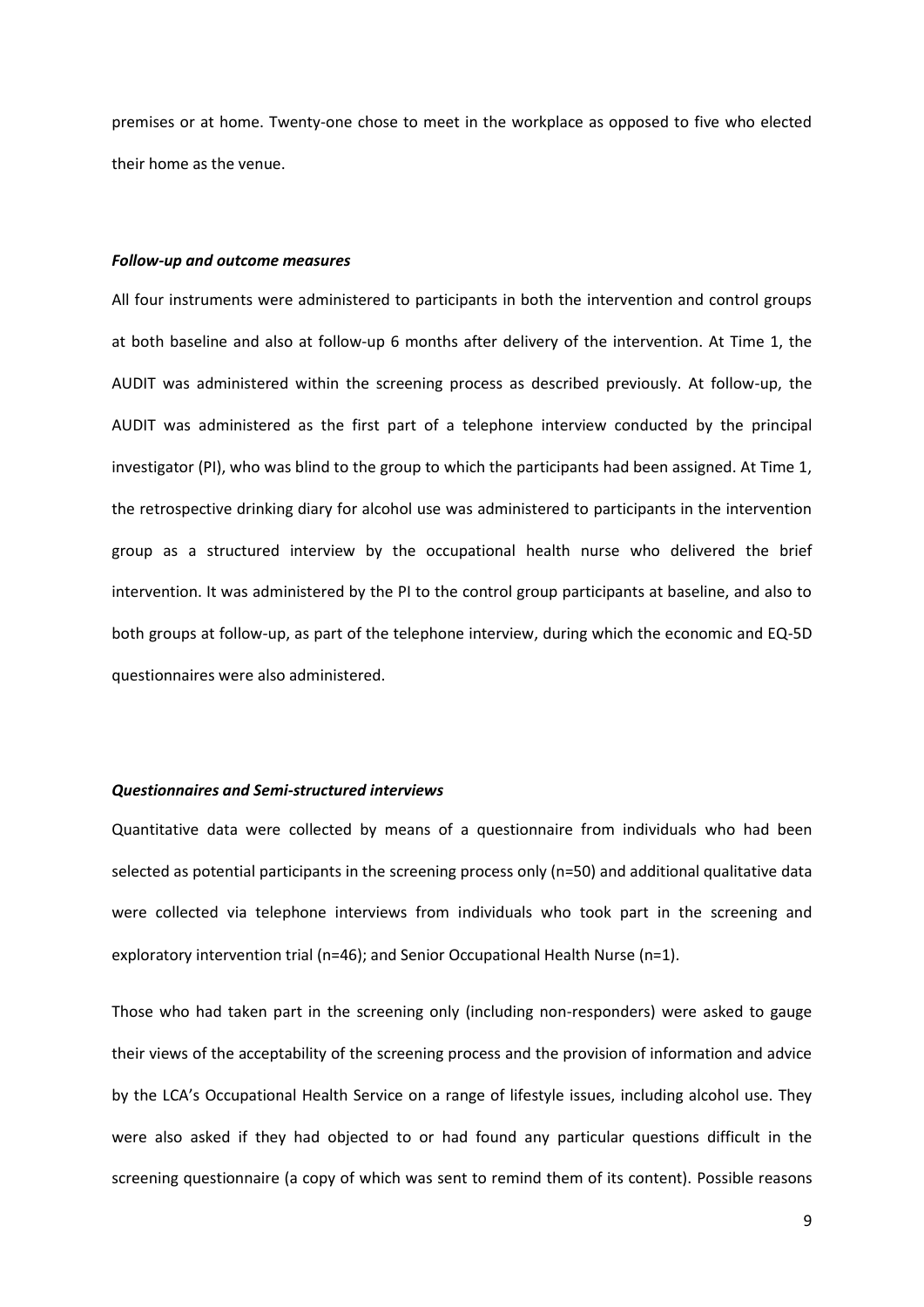premises or at home. Twenty-one chose to meet in the workplace as opposed to five who elected their home as the venue.

***Follow-up and outcome measures***

All four instruments were administered to participants in both the intervention and control groups at both baseline and also at follow-up 6 months after delivery of the intervention. At Time 1, the AUDIT was administered within the screening process as described previously. At follow-up, the AUDIT was administered as the first part of a telephone interview conducted by the principal investigator (PI), who was blind to the group to which the participants had been assigned. At Time 1, the retrospective drinking diary for alcohol use was administered to participants in the intervention group as a structured interview by the occupational health nurse who delivered the brief intervention. It was administered by the PI to the control group participants at baseline, and also to both groups at follow-up, as part of the telephone interview, during which the economic and EQ-5D questionnaires were also administered.

***Questionnaires and Semi-structured interviews***

Quantitative data were collected by means of a questionnaire from individuals who had been selected as potential participants in the screening process only (n=50) and additional qualitative data were collected via telephone interviews from individuals who took part in the screening and exploratory intervention trial (n=46); and Senior Occupational Health Nurse (n=1).

Those who had taken part in the screening only (including non-responders) were asked to gauge their views of the acceptability of the screening process and the provision of information and advice by the LCA's Occupational Health Service on a range of lifestyle issues, including alcohol use. They were also asked if they had objected to or had found any particular questions difficult in the screening questionnaire (a copy of which was sent to remind them of its content). Possible reasons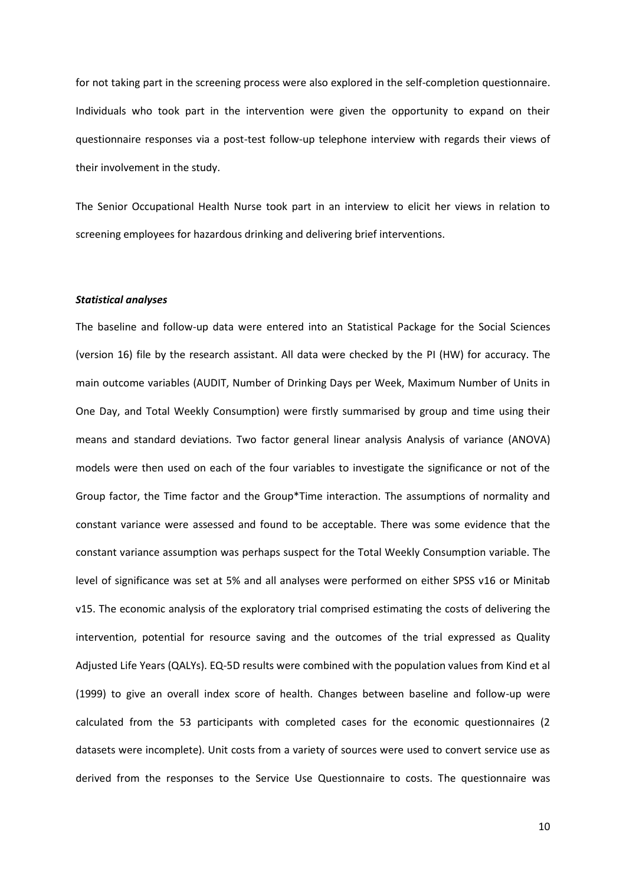for not taking part in the screening process were also explored in the self-completion questionnaire. Individuals who took part in the intervention were given the opportunity to expand on their questionnaire responses via a post-test follow-up telephone interview with regards their views of their involvement in the study.

The Senior Occupational Health Nurse took part in an interview to elicit her views in relation to screening employees for hazardous drinking and delivering brief interventions.

***Statistical analyses***

The baseline and follow-up data were entered into an Statistical Package for the Social Sciences (version 16) file by the research assistant. All data were checked by the PI (HW) for accuracy. The main outcome variables (AUDIT, Number of Drinking Days per Week, Maximum Number of Units in One Day, and Total Weekly Consumption) were firstly summarised by group and time using their means and standard deviations. Two factor general linear analysis Analysis of variance (ANOVA) models were then used on each of the four variables to investigate the significance or not of the Group factor, the Time factor and the Group*Time interaction. The assumptions of normality and constant variance were assessed and found to be acceptable. There was some evidence that the constant variance assumption was perhaps suspect for the Total Weekly Consumption variable. The level of significance was set at 5% and all analyses were performed on either SPSS v16 or Minitab v15. The economic analysis of the exploratory trial comprised estimating the costs of delivering the intervention, potential for resource saving and the outcomes of the trial expressed as Quality Adjusted Life Years (QALYs). EQ-5D results were combined with the population values from Kind et al (1999) to give an overall index score of health. Changes between baseline and follow-up were calculated from the 53 participants with completed cases for the economic questionnaires (2 datasets were incomplete). Unit costs from a variety of sources were used to convert service use as derived from the responses to the Service Use Questionnaire to costs. The questionnaire was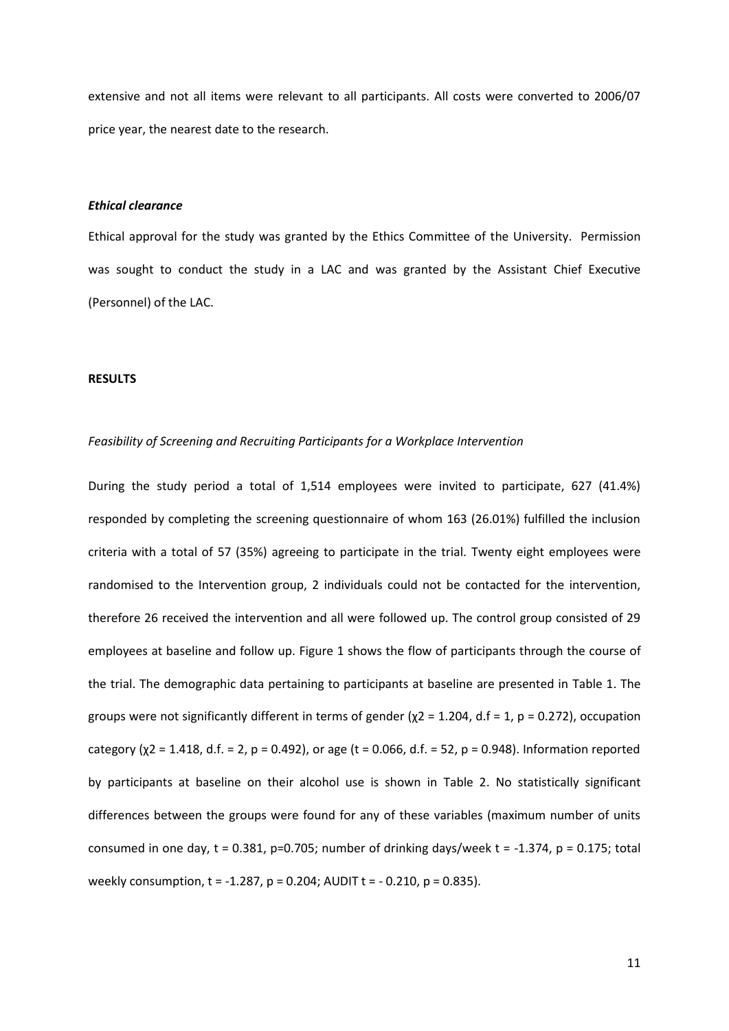extensive and not all items were relevant to all participants. All costs were converted to 2006/07 price year, the nearest date to the research.

### *Ethical clearance*

Ethical approval for the study was granted by the Ethics Committee of the University. Permission was sought to conduct the study in a LAC and was granted by the Assistant Chief Executive (Personnel) of the LAC.

## RESULTS

### *Feasibility of Screening and Recruiting Participants for a Workplace Intervention*

During the study period a total of 1,514 employees were invited to participate, 627 (41.4%) responded by completing the screening questionnaire of whom 163 (26.01%) fulfilled the inclusion criteria with a total of 57 (35%) agreeing to participate in the trial. Twenty eight employees were randomised to the Intervention group, 2 individuals could not be contacted for the intervention, therefore 26 received the intervention and all were followed up. The control group consisted of 29 employees at baseline and follow up. Figure 1 shows the flow of participants through the course of the trial. The demographic data pertaining to participants at baseline are presented in Table 1. The groups were not significantly different in terms of gender ($\chi^2 = 1.204$, d.f = 1, $p = 0.272$), occupation category ($\chi^2 = 1.418$, d.f. = 2, $p = 0.492$), or age ($t = 0.066$, d.f. = 52, $p = 0.948$). Information reported by participants at baseline on their alcohol use is shown in Table 2. No statistically significant differences between the groups were found for any of these variables (maximum number of units consumed in one day, $t = 0.381$, $p=0.705$; number of drinking days/week $t = -1.374$, $p = 0.175$; total weekly consumption, $t = -1.287$, $p = 0.204$; AUDIT $t = -0.210$, $p = 0.835$).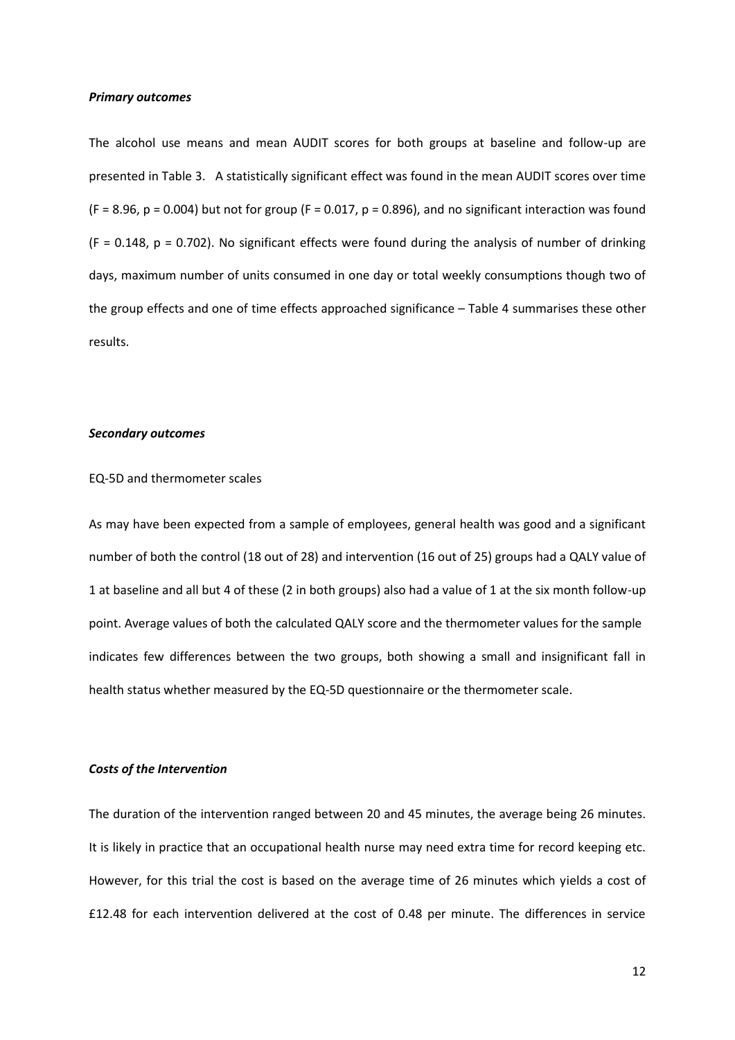### *Primary outcomes*

The alcohol use means and mean AUDIT scores for both groups at baseline and follow-up are presented in Table 3. A statistically significant effect was found in the mean AUDIT scores over time ($F = 8.96$, $p = 0.004$) but not for group ($F = 0.017$, $p = 0.896$), and no significant interaction was found ($F = 0.148$, $p = 0.702$). No significant effects were found during the analysis of number of drinking days, maximum number of units consumed in one day or total weekly consumptions though two of the group effects and one of time effects approached significance – Table 4 summarises these other results.

### *Secondary outcomes*

EQ-5D and thermometer scales

As may have been expected from a sample of employees, general health was good and a significant number of both the control (18 out of 28) and intervention (16 out of 25) groups had a QALY value of 1 at baseline and all but 4 of these (2 in both groups) also had a value of 1 at the six month follow-up point. Average values of both the calculated QALY score and the thermometer values for the sample indicates few differences between the two groups, both showing a small and insignificant fall in health status whether measured by the EQ-5D questionnaire or the thermometer scale.

### *Costs of the Intervention*

The duration of the intervention ranged between 20 and 45 minutes, the average being 26 minutes. It is likely in practice that an occupational health nurse may need extra time for record keeping etc. However, for this trial the cost is based on the average time of 26 minutes which yields a cost of £12.48 for each intervention delivered at the cost of 0.48 per minute. The differences in service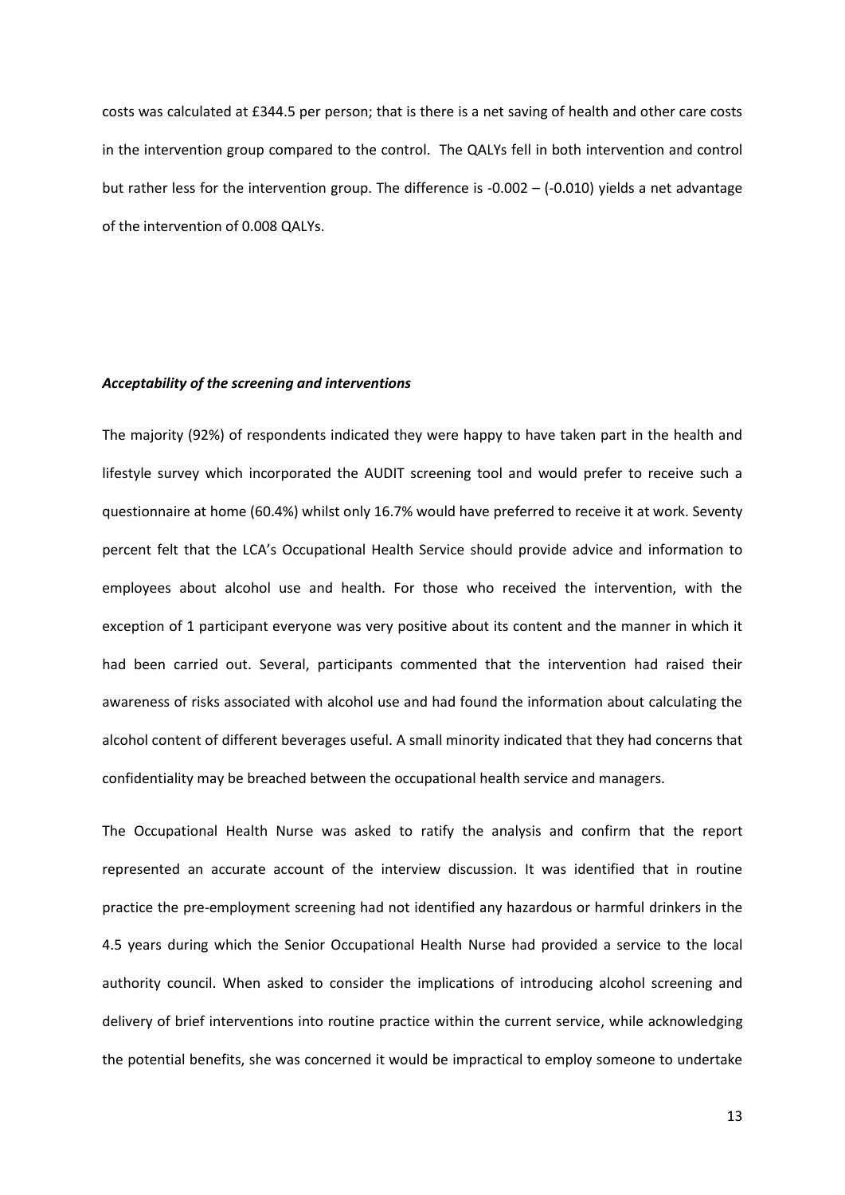costs was calculated at £344.5 per person; that is there is a net saving of health and other care costs in the intervention group compared to the control. The QALYs fell in both intervention and control but rather less for the intervention group. The difference is -0.002 – (-0.010) yields a net advantage of the intervention of 0.008 QALYs.

***Acceptability of the screening and interventions***

The majority (92%) of respondents indicated they were happy to have taken part in the health and lifestyle survey which incorporated the AUDIT screening tool and would prefer to receive such a questionnaire at home (60.4%) whilst only 16.7% would have preferred to receive it at work. Seventy percent felt that the LCA's Occupational Health Service should provide advice and information to employees about alcohol use and health. For those who received the intervention, with the exception of 1 participant everyone was very positive about its content and the manner in which it had been carried out. Several, participants commented that the intervention had raised their awareness of risks associated with alcohol use and had found the information about calculating the alcohol content of different beverages useful. A small minority indicated that they had concerns that confidentiality may be breached between the occupational health service and managers.

The Occupational Health Nurse was asked to ratify the analysis and confirm that the report represented an accurate account of the interview discussion. It was identified that in routine practice the pre-employment screening had not identified any hazardous or harmful drinkers in the 4.5 years during which the Senior Occupational Health Nurse had provided a service to the local authority council. When asked to consider the implications of introducing alcohol screening and delivery of brief interventions into routine practice within the current service, while acknowledging the potential benefits, she was concerned it would be impractical to employ someone to undertake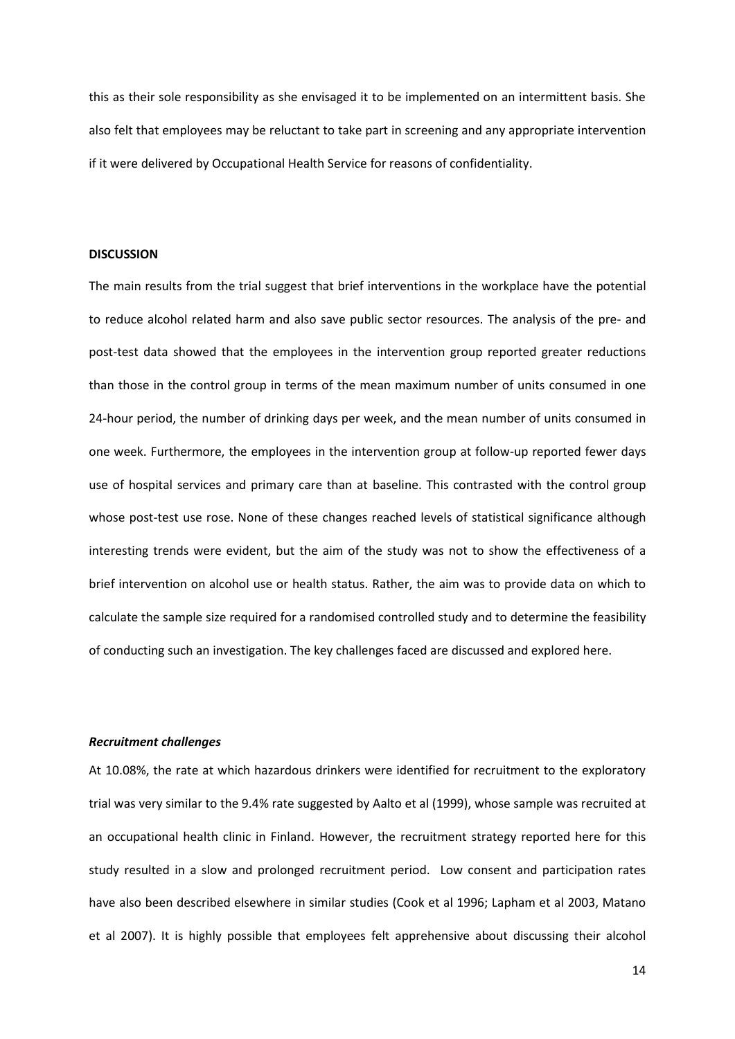this as their sole responsibility as she envisaged it to be implemented on an intermittent basis. She also felt that employees may be reluctant to take part in screening and any appropriate intervention if it were delivered by Occupational Health Service for reasons of confidentiality.

## DISCUSSION

The main results from the trial suggest that brief interventions in the workplace have the potential to reduce alcohol related harm and also save public sector resources. The analysis of the pre- and post-test data showed that the employees in the intervention group reported greater reductions than those in the control group in terms of the mean maximum number of units consumed in one 24-hour period, the number of drinking days per week, and the mean number of units consumed in one week. Furthermore, the employees in the intervention group at follow-up reported fewer days use of hospital services and primary care than at baseline. This contrasted with the control group whose post-test use rose. None of these changes reached levels of statistical significance although interesting trends were evident, but the aim of the study was not to show the effectiveness of a brief intervention on alcohol use or health status. Rather, the aim was to provide data on which to calculate the sample size required for a randomised controlled study and to determine the feasibility of conducting such an investigation. The key challenges faced are discussed and explored here.

### *Recruitment challenges*

At 10.08%, the rate at which hazardous drinkers were identified for recruitment to the exploratory trial was very similar to the 9.4% rate suggested by Aalto et al (1999), whose sample was recruited at an occupational health clinic in Finland. However, the recruitment strategy reported here for this study resulted in a slow and prolonged recruitment period. Low consent and participation rates have also been described elsewhere in similar studies (Cook et al 1996; Lapham et al 2003, Matano et al 2007). It is highly possible that employees felt apprehensive about discussing their alcohol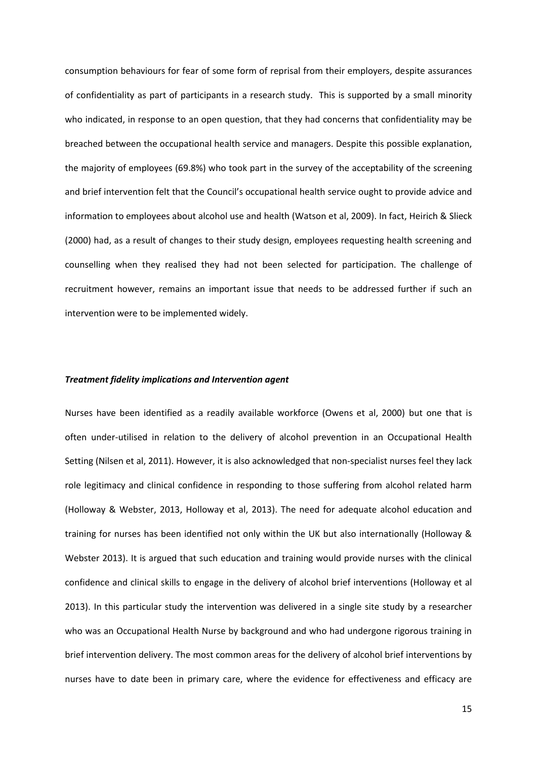consumption behaviours for fear of some form of reprisal from their employers, despite assurances of confidentiality as part of participants in a research study. This is supported by a small minority who indicated, in response to an open question, that they had concerns that confidentiality may be breached between the occupational health service and managers. Despite this possible explanation, the majority of employees (69.8%) who took part in the survey of the acceptability of the screening and brief intervention felt that the Council's occupational health service ought to provide advice and information to employees about alcohol use and health (Watson et al, 2009). In fact, Heirich & Slieck (2000) had, as a result of changes to their study design, employees requesting health screening and counselling when they realised they had not been selected for participation. The challenge of recruitment however, remains an important issue that needs to be addressed further if such an intervention were to be implemented widely.

### ***Treatment fidelity implications and Intervention agent***

Nurses have been identified as a readily available workforce (Owens et al, 2000) but one that is often under-utilised in relation to the delivery of alcohol prevention in an Occupational Health Setting (Nilsen et al, 2011). However, it is also acknowledged that non-specialist nurses feel they lack role legitimacy and clinical confidence in responding to those suffering from alcohol related harm (Holloway & Webster, 2013, Holloway et al, 2013). The need for adequate alcohol education and training for nurses has been identified not only within the UK but also internationally (Holloway & Webster 2013). It is argued that such education and training would provide nurses with the clinical confidence and clinical skills to engage in the delivery of alcohol brief interventions (Holloway et al 2013). In this particular study the intervention was delivered in a single site study by a researcher who was an Occupational Health Nurse by background and who had undergone rigorous training in brief intervention delivery. The most common areas for the delivery of alcohol brief interventions by nurses have to date been in primary care, where the evidence for effectiveness and efficacy are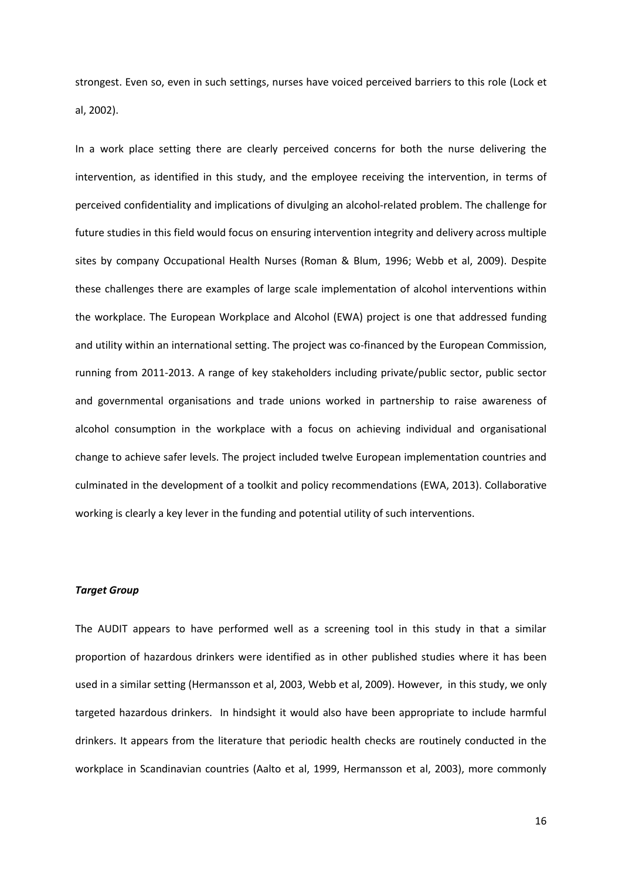strongest. Even so, even in such settings, nurses have voiced perceived barriers to this role (Lock et al, 2002).

In a work place setting there are clearly perceived concerns for both the nurse delivering the intervention, as identified in this study, and the employee receiving the intervention, in terms of perceived confidentiality and implications of divulging an alcohol-related problem. The challenge for future studies in this field would focus on ensuring intervention integrity and delivery across multiple sites by company Occupational Health Nurses (Roman & Blum, 1996; Webb et al, 2009). Despite these challenges there are examples of large scale implementation of alcohol interventions within the workplace. The European Workplace and Alcohol (EWA) project is one that addressed funding and utility within an international setting. The project was co-financed by the European Commission, running from 2011-2013. A range of key stakeholders including private/public sector, public sector and governmental organisations and trade unions worked in partnership to raise awareness of alcohol consumption in the workplace with a focus on achieving individual and organisational change to achieve safer levels. The project included twelve European implementation countries and culminated in the development of a toolkit and policy recommendations (EWA, 2013). Collaborative working is clearly a key lever in the funding and potential utility of such interventions.

***Target Group***

The AUDIT appears to have performed well as a screening tool in this study in that a similar proportion of hazardous drinkers were identified as in other published studies where it has been used in a similar setting (Hermansson et al, 2003, Webb et al, 2009). However, in this study, we only targeted hazardous drinkers. In hindsight it would also have been appropriate to include harmful drinkers. It appears from the literature that periodic health checks are routinely conducted in the workplace in Scandinavian countries (Aalto et al, 1999, Hermansson et al, 2003), more commonly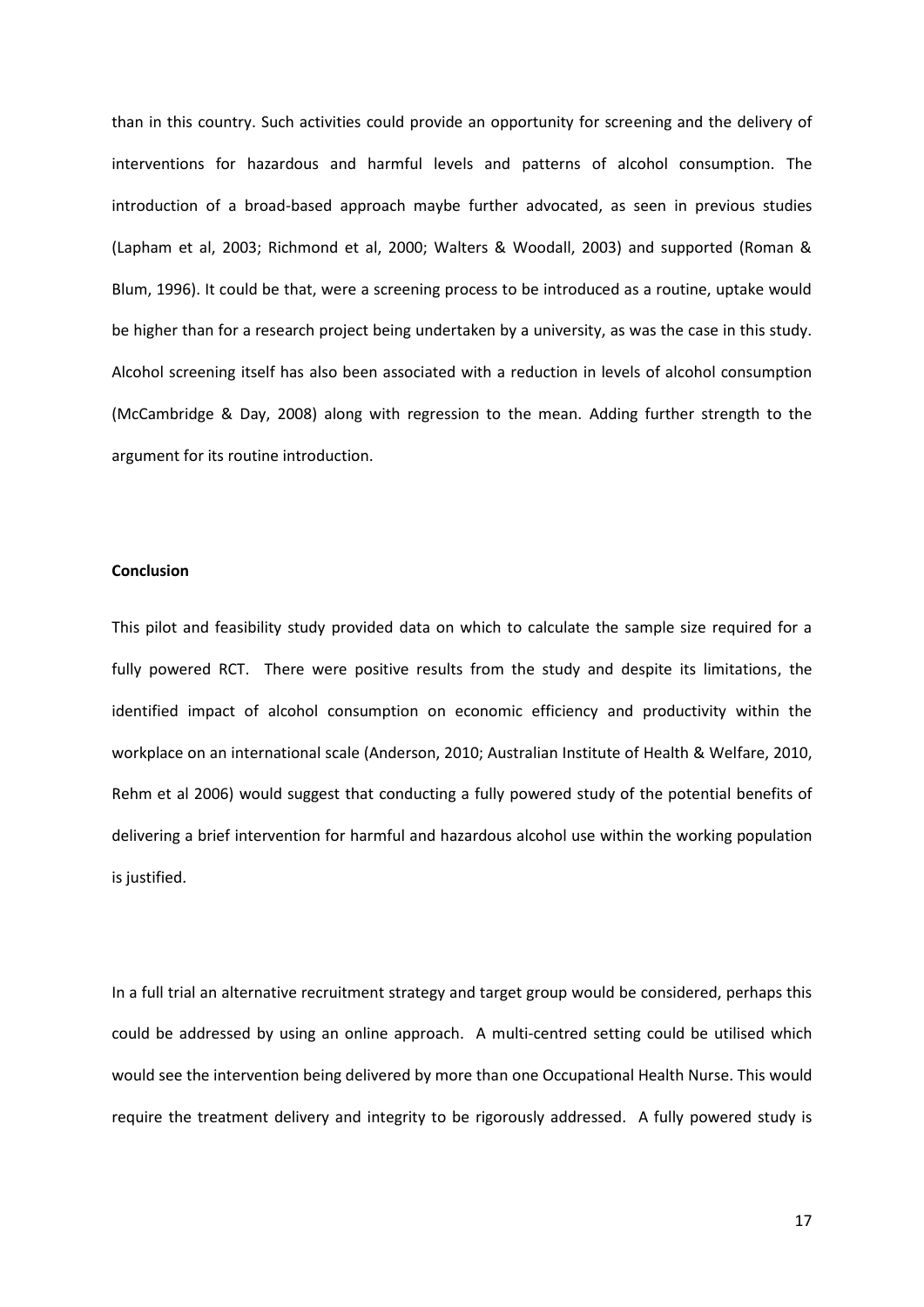than in this country. Such activities could provide an opportunity for screening and the delivery of interventions for hazardous and harmful levels and patterns of alcohol consumption. The introduction of a broad-based approach maybe further advocated, as seen in previous studies (Lapham et al, 2003; Richmond et al, 2000; Walters & Woodall, 2003) and supported (Roman & Blum, 1996). It could be that, were a screening process to be introduced as a routine, uptake would be higher than for a research project being undertaken by a university, as was the case in this study. Alcohol screening itself has also been associated with a reduction in levels of alcohol consumption (McCambridge & Day, 2008) along with regression to the mean. Adding further strength to the argument for its routine introduction.

**Conclusion**

This pilot and feasibility study provided data on which to calculate the sample size required for a fully powered RCT. There were positive results from the study and despite its limitations, the identified impact of alcohol consumption on economic efficiency and productivity within the workplace on an international scale (Anderson, 2010; Australian Institute of Health & Welfare, 2010, Rehm et al 2006) would suggest that conducting a fully powered study of the potential benefits of delivering a brief intervention for harmful and hazardous alcohol use within the working population is justified.

In a full trial an alternative recruitment strategy and target group would be considered, perhaps this could be addressed by using an online approach. A multi-centred setting could be utilised which would see the intervention being delivered by more than one Occupational Health Nurse. This would require the treatment delivery and integrity to be rigorously addressed. A fully powered study is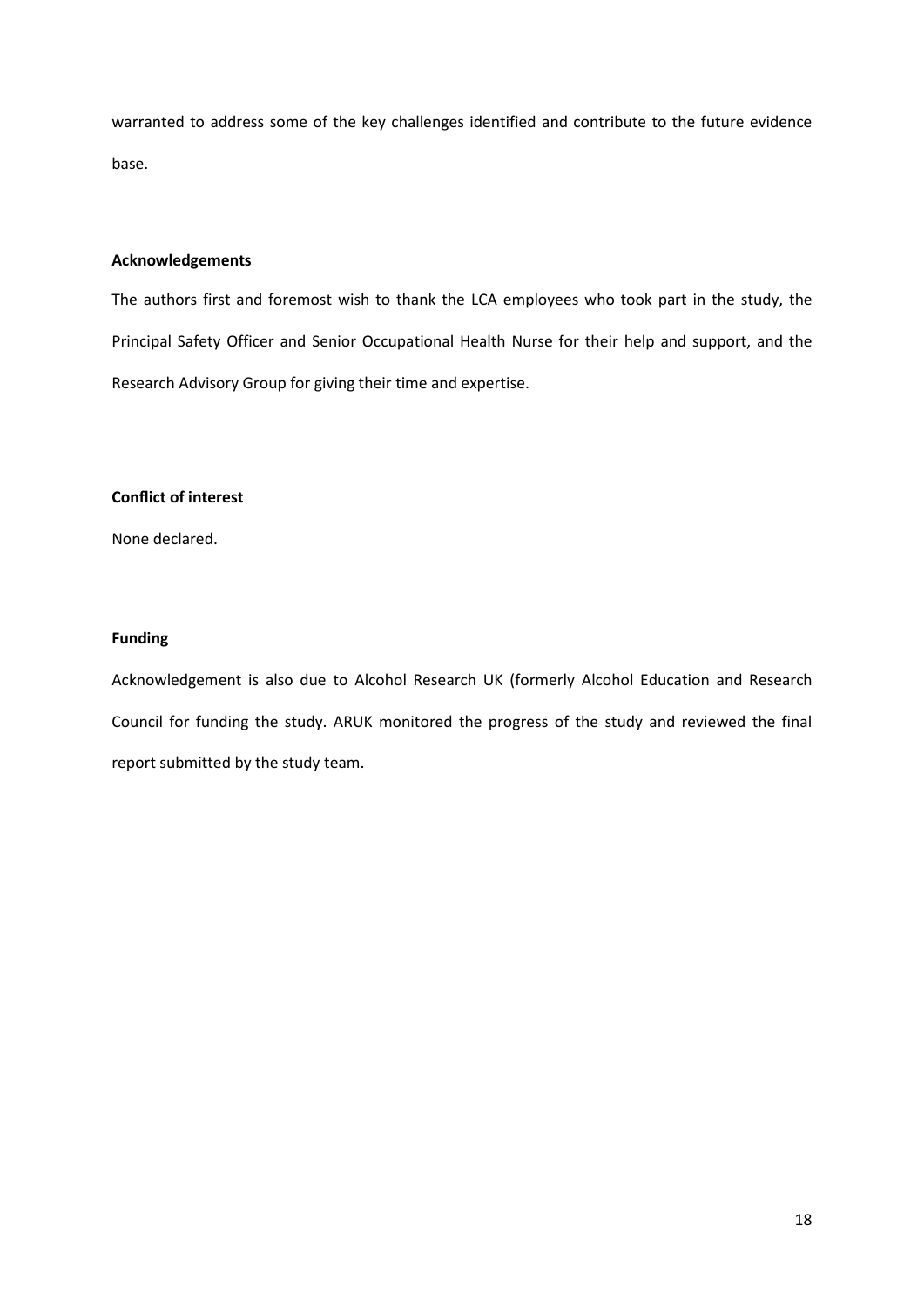warranted to address some of the key challenges identified and contribute to the future evidence base.

**Acknowledgements**

The authors first and foremost wish to thank the LCA employees who took part in the study, the Principal Safety Officer and Senior Occupational Health Nurse for their help and support, and the Research Advisory Group for giving their time and expertise.

**Conflict of interest**

None declared.

**Funding**

Acknowledgement is also due to Alcohol Research UK (formerly Alcohol Education and Research Council for funding the study. ARUK monitored the progress of the study and reviewed the final report submitted by the study team.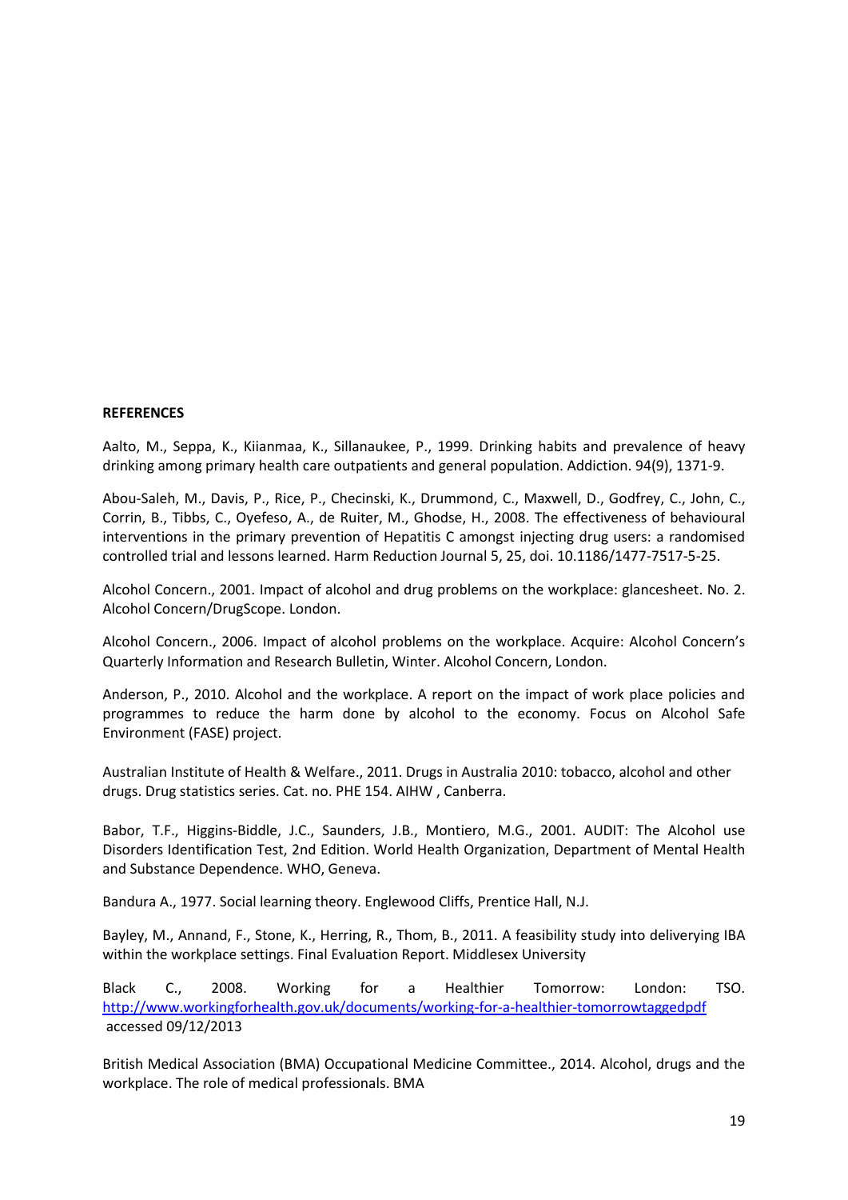**REFERENCES**

Aalto, M., Seppa, K., Kiianmaa, K., Sillanaukee, P., 1999. Drinking habits and prevalence of heavy drinking among primary health care outpatients and general population. Addiction. 94(9), 1371-9.

Abou-Saleh, M., Davis, P., Rice, P., Checinski, K., Drummond, C., Maxwell, D., Godfrey, C., John, C., Corrin, B., Tibbs, C., Oyefeso, A., de Ruiter, M., Ghodse, H., 2008. The effectiveness of behavioural interventions in the primary prevention of Hepatitis C amongst injecting drug users: a randomised controlled trial and lessons learned. Harm Reduction Journal 5, 25, doi. 10.1186/1477-7517-5-25.

Alcohol Concern., 2001. Impact of alcohol and drug problems on the workplace: glancesheet. No. 2. Alcohol Concern/DrugScope. London.

Alcohol Concern., 2006. Impact of alcohol problems on the workplace. Acquire: Alcohol Concern's Quarterly Information and Research Bulletin, Winter. Alcohol Concern, London.

Anderson, P., 2010. Alcohol and the workplace. A report on the impact of work place policies and programmes to reduce the harm done by alcohol to the economy. Focus on Alcohol Safe Environment (FASE) project.

Australian Institute of Health & Welfare., 2011. Drugs in Australia 2010: tobacco, alcohol and other drugs. Drug statistics series. Cat. no. PHE 154. AIHW , Canberra.

Babor, T.F., Higgins-Biddle, J.C., Saunders, J.B., Montiero, M.G., 2001. AUDIT: The Alcohol use Disorders Identification Test, 2nd Edition. World Health Organization, Department of Mental Health and Substance Dependence. WHO, Geneva.

Bandura A., 1977. Social learning theory. Englewood Cliffs, Prentice Hall, N.J.

Bayley, M., Annand, F., Stone, K., Herring, R., Thom, B., 2011. A feasibility study into deliverying IBA within the workplace settings. Final Evaluation Report. Middlesex University

Black C., 2008. Working for a Healthier Tomorrow: London: TSO. http://www.workingforhealth.gov.uk/documents/working-for-a-healthier-tomorrowtaggedpdf accessed 09/12/2013

British Medical Association (BMA) Occupational Medicine Committee., 2014. Alcohol, drugs and the workplace. The role of medical professionals. BMA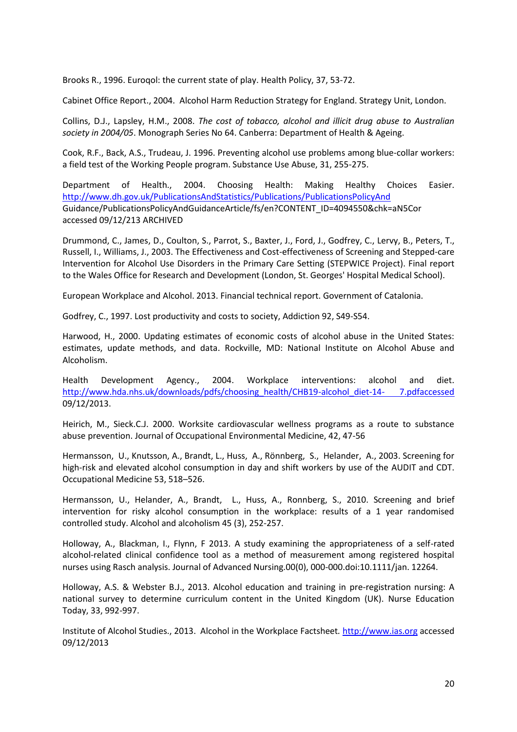Brooks R., 1996. Euroqol: the current state of play. Health Policy, 37, 53-72.

Cabinet Office Report., 2004. Alcohol Harm Reduction Strategy for England. Strategy Unit, London.

Collins, D.J., Lapsley, H.M., 2008. *The cost of tobacco, alcohol and illicit drug abuse to Australian society in 2004/05*. Monograph Series No 64. Canberra: Department of Health & Ageing.

Cook, R.F., Back, A.S., Trudeau, J. 1996. Preventing alcohol use problems among blue-collar workers: a field test of the Working People program. Substance Use Abuse, 31, 255-275.

Department of Health., 2004. Choosing Health: Making Healthy Choices Easier. http://www.dh.gov.uk/PublicationsAndStatistics/Publications/PublicationsPolicyAnd Guidance/PublicationsPolicyAndGuidanceArticle/fs/en?CONTENT_ID=4094550&chk=aN5Cor accessed 09/12/213 ARCHIVED

Drummond, C., James, D., Coulton, S., Parrot, S., Baxter, J., Ford, J., Godfrey, C., Lervy, B., Peters, T., Russell, I., Williams, J., 2003. The Effectiveness and Cost-effectiveness of Screening and Stepped-care Intervention for Alcohol Use Disorders in the Primary Care Setting (STEPWICE Project). Final report to the Wales Office for Research and Development (London, St. Georges' Hospital Medical School).

European Workplace and Alcohol. 2013. Financial technical report. Government of Catalonia.

Godfrey, C., 1997. Lost productivity and costs to society, Addiction 92, S49-S54.

Harwood, H., 2000. Updating estimates of economic costs of alcohol abuse in the United States: estimates, update methods, and data. Rockville, MD: National Institute on Alcohol Abuse and Alcoholism.

Health Development Agency., 2004. Workplace interventions: alcohol and diet. http://www.hda.nhs.uk/downloads/pdfs/choosing_health/CHB19-alcohol_diet-14- 7.pdfaccessed 09/12/2013.

Heirich, M., Sieck.C.J. 2000. Worksite cardiovascular wellness programs as a route to substance abuse prevention. Journal of Occupational Environmental Medicine, 42, 47-56

Hermansson, U., Knutsson, A., Brandt, L., Huss, A., Rönnberg, S., Helander, A., 2003. Screening for high-risk and elevated alcohol consumption in day and shift workers by use of the AUDIT and CDT. Occupational Medicine 53, 518–526.

Hermansson, U., Helander, A., Brandt, L., Huss, A., Ronnberg, S., 2010. Screening and brief intervention for risky alcohol consumption in the workplace: results of a 1 year randomised controlled study. Alcohol and alcoholism 45 (3), 252-257.

Holloway, A., Blackman, I., Flynn, F 2013. A study examining the appropriateness of a self-rated alcohol-related clinical confidence tool as a method of measurement among registered hospital nurses using Rasch analysis. Journal of Advanced Nursing.00(0), 000-000.doi:10.1111/jan. 12264.

Holloway, A.S. & Webster B.J., 2013. Alcohol education and training in pre-registration nursing: A national survey to determine curriculum content in the United Kingdom (UK). Nurse Education Today, 33, 992-997.

Institute of Alcohol Studies., 2013. Alcohol in the Workplace Factsheet. http://www.ias.org accessed 09/12/2013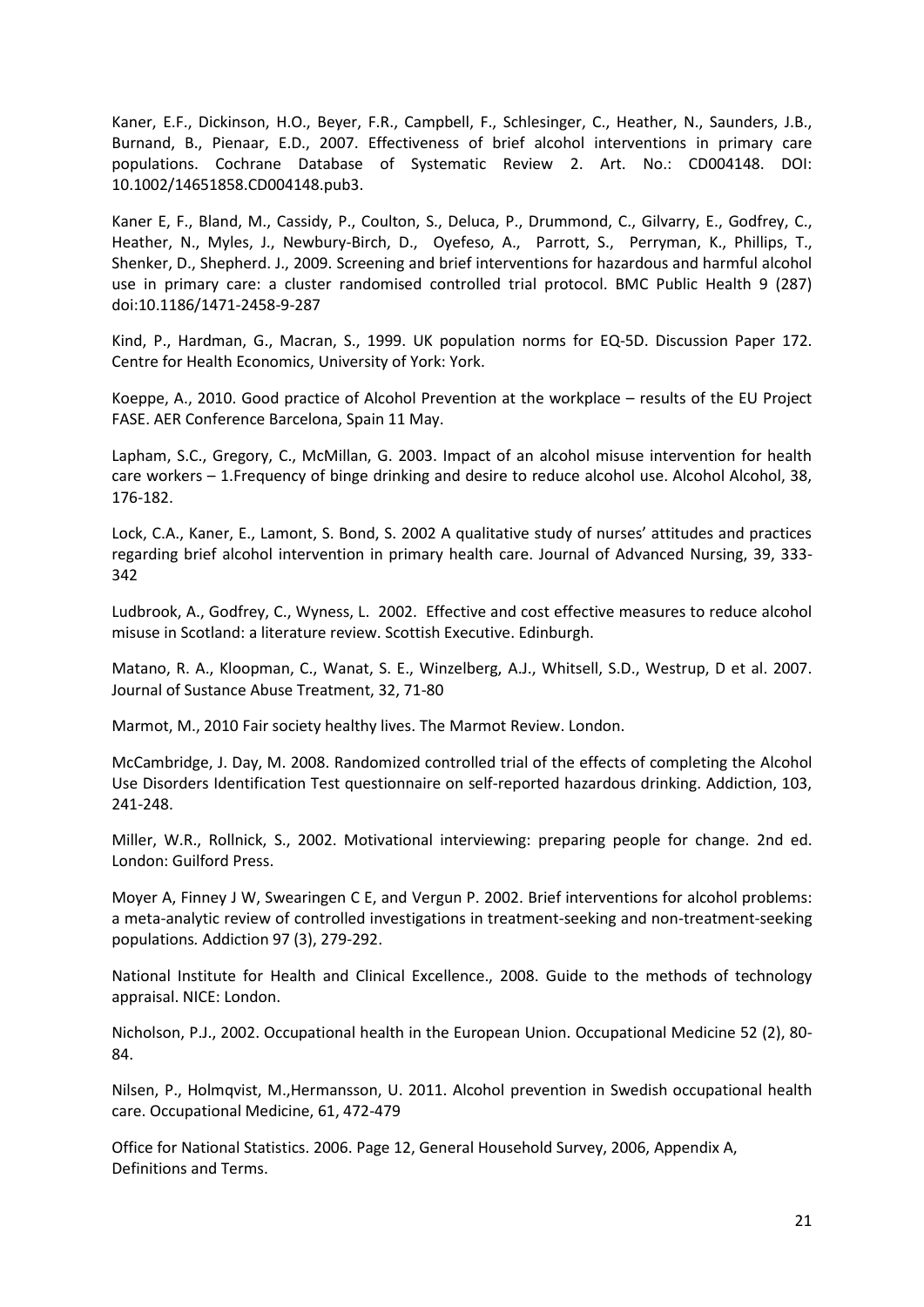Kaner, E.F., Dickinson, H.O., Beyer, F.R., Campbell, F., Schlesinger, C., Heather, N., Saunders, J.B., Burnand, B., Pienaar, E.D., 2007. Effectiveness of brief alcohol interventions in primary care populations. Cochrane Database of Systematic Review 2. Art. No.: CD004148. DOI: 10.1002/14651858.CD004148.pub3.

Kaner E, F., Bland, M., Cassidy, P., Coulton, S., Deluca, P., Drummond, C., Gilvarry, E., Godfrey, C., Heather, N., Myles, J., Newbury-Birch, D., Oyefeso, A., Parrott, S., Perryman, K., Phillips, T., Shenker, D., Shepherd. J., 2009. Screening and brief interventions for hazardous and harmful alcohol use in primary care: a cluster randomised controlled trial protocol. BMC Public Health 9 (287) doi:10.1186/1471-2458-9-287

Kind, P., Hardman, G., Macran, S., 1999. UK population norms for EQ-5D. Discussion Paper 172. Centre for Health Economics, University of York: York.

Koeppe, A., 2010. Good practice of Alcohol Prevention at the workplace – results of the EU Project FASE. AER Conference Barcelona, Spain 11 May.

Lapham, S.C., Gregory, C., McMillan, G. 2003. Impact of an alcohol misuse intervention for health care workers – 1.Frequency of binge drinking and desire to reduce alcohol use. Alcohol Alcohol, 38, 176-182.

Lock, C.A., Kaner, E., Lamont, S. Bond, S. 2002 A qualitative study of nurses' attitudes and practices regarding brief alcohol intervention in primary health care. Journal of Advanced Nursing, 39, 333-342

Ludbrook, A., Godfrey, C., Wyness, L. 2002. Effective and cost effective measures to reduce alcohol misuse in Scotland: a literature review. Scottish Executive. Edinburgh.

Matano, R. A., Kloopman, C., Wanat, S. E., Winzelberg, A.J., Whitsell, S.D., Westrup, D et al. 2007. Journal of Sustance Abuse Treatment, 32, 71-80

Marmot, M., 2010 Fair society healthy lives. The Marmot Review. London.

McCambridge, J. Day, M. 2008. Randomized controlled trial of the effects of completing the Alcohol Use Disorders Identification Test questionnaire on self-reported hazardous drinking. Addiction, 103, 241-248.

Miller, W.R., Rollnick, S., 2002. Motivational interviewing: preparing people for change. 2nd ed. London: Guilford Press.

Moyer A, Finney J W, Swearingen C E, and Vergun P. 2002. Brief interventions for alcohol problems: a meta-analytic review of controlled investigations in treatment-seeking and non-treatment-seeking populations*.* Addiction 97 (3), 279-292.

National Institute for Health and Clinical Excellence., 2008. Guide to the methods of technology appraisal. NICE: London.

Nicholson, P.J., 2002. Occupational health in the European Union. Occupational Medicine 52 (2), 80-84.

Nilsen, P., Holmqvist, M.,Hermansson, U. 2011. Alcohol prevention in Swedish occupational health care. Occupational Medicine, 61, 472-479

Office for National Statistics. 2006. Page 12, General Household Survey, 2006, Appendix A, Definitions and Terms.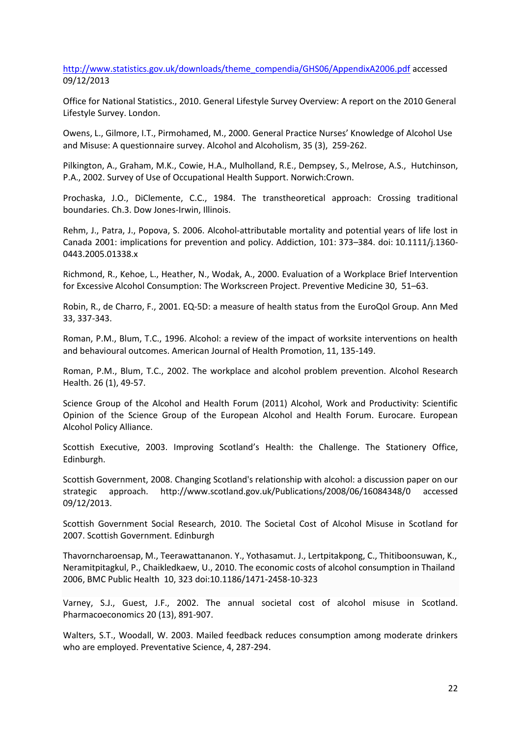http://www.statistics.gov.uk/downloads/theme_compendia/GHS06/AppendixA2006.pdf accessed 09/12/2013

Office for National Statistics., 2010. General Lifestyle Survey Overview: A report on the 2010 General Lifestyle Survey. London.

Owens, L., Gilmore, I.T., Pirmohamed, M., 2000. General Practice Nurses' Knowledge of Alcohol Use and Misuse: A questionnaire survey. Alcohol and Alcoholism, 35 (3), 259-262.

Pilkington, A., Graham, M.K., Cowie, H.A., Mulholland, R.E., Dempsey, S., Melrose, A.S., Hutchinson, P.A., 2002. Survey of Use of Occupational Health Support. Norwich:Crown.

Prochaska, J.O., DiClemente, C.C., 1984. The transtheoretical approach: Crossing traditional boundaries. Ch.3. Dow Jones-Irwin, Illinois.

Rehm, J., Patra, J., Popova, S. 2006. Alcohol-attributable mortality and potential years of life lost in Canada 2001: implications for prevention and policy. Addiction, 101: 373–384. doi: 10.1111/j.1360-0443.2005.01338.x

Richmond, R., Kehoe, L., Heather, N., Wodak, A., 2000. Evaluation of a Workplace Brief Intervention for Excessive Alcohol Consumption: The Workscreen Project. Preventive Medicine 30, 51–63.

Robin, R., de Charro, F., 2001. EQ-5D: a measure of health status from the EuroQol Group. Ann Med 33, 337-343.

Roman, P.M., Blum, T.C., 1996. Alcohol: a review of the impact of worksite interventions on health and behavioural outcomes. American Journal of Health Promotion, 11, 135-149.

Roman, P.M., Blum, T.C., 2002. The workplace and alcohol problem prevention. Alcohol Research Health. 26 (1), 49-57.

Science Group of the Alcohol and Health Forum (2011) Alcohol, Work and Productivity: Scientific Opinion of the Science Group of the European Alcohol and Health Forum. Eurocare. European Alcohol Policy Alliance.

Scottish Executive, 2003. Improving Scotland's Health: the Challenge. The Stationery Office, Edinburgh.

Scottish Government, 2008. Changing Scotland's relationship with alcohol: a discussion paper on our strategic approach. http://www.scotland.gov.uk/Publications/2008/06/16084348/0 accessed 09/12/2013.

Scottish Government Social Research, 2010. The Societal Cost of Alcohol Misuse in Scotland for 2007. Scottish Government. Edinburgh

Thavorncharoensap, M., Teerawattananon. Y., Yothasamut. J., Lertpitakpong, C., Thitiboonsuwan, K., Neramitpitagkul, P., Chaikledkaew, U., 2010. The economic costs of alcohol consumption in Thailand 2006, BMC Public Health 10, 323 doi:10.1186/1471-2458-10-323

Varney, S.J., Guest, J.F., 2002. The annual societal cost of alcohol misuse in Scotland. Pharmacoeconomics 20 (13), 891-907.

Walters, S.T., Woodall, W. 2003. Mailed feedback reduces consumption among moderate drinkers who are employed. Preventative Science, 4, 287-294.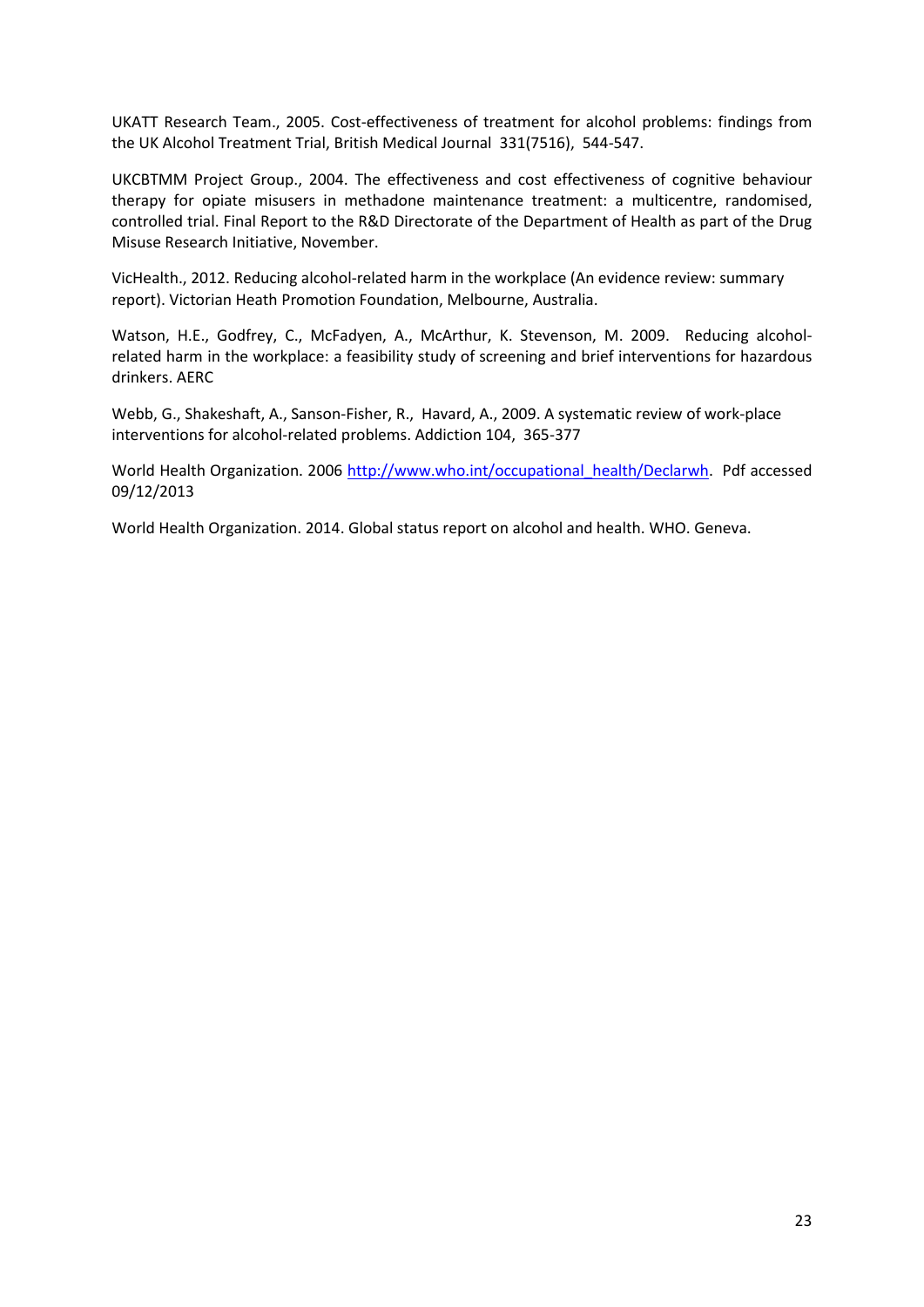UKATT Research Team., 2005. Cost-effectiveness of treatment for alcohol problems: findings from the UK Alcohol Treatment Trial, British Medical Journal 331(7516), 544-547.

UKCBTMM Project Group., 2004. The effectiveness and cost effectiveness of cognitive behaviour therapy for opiate misusers in methadone maintenance treatment: a multicentre, randomised, controlled trial. Final Report to the R&D Directorate of the Department of Health as part of the Drug Misuse Research Initiative, November.

VicHealth., 2012. Reducing alcohol-related harm in the workplace (An evidence review: summary report). Victorian Heath Promotion Foundation, Melbourne, Australia.

Watson, H.E., Godfrey, C., McFadyen, A., McArthur, K. Stevenson, M. 2009. Reducing alcohol-related harm in the workplace: a feasibility study of screening and brief interventions for hazardous drinkers. AERC

Webb, G., Shakeshaft, A., Sanson-Fisher, R., Havard, A., 2009. A systematic review of work-place interventions for alcohol-related problems. Addiction 104, 365-377

World Health Organization. 2006 http://www.who.int/occupational_health/Declarwh. Pdf accessed 09/12/2013

World Health Organization. 2014. Global status report on alcohol and health. WHO. Geneva.